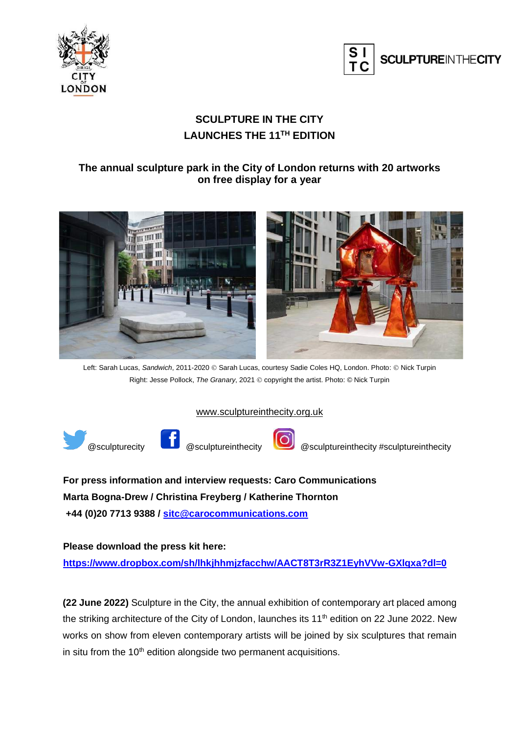# SCULPTURE IN THE CITY
# LAUNCHES THE 11TH EDITION

## The annual sculpture park in the City of London returns with 20 artworks on free display for a year

Left: Sarah Lucas, *Sandwich*, 2011-2020 © Sarah Lucas, courtesy Sadie Coles HQ, London. Photo: © Nick Turpin
Right: Jesse Pollock, *The Granary*, 2021 © copyright the artist. Photo: © Nick Turpin

www.sculptureinthecity.org.uk

@sculpturecity @sculptureinthecity @sculptureinthecity #sculptureinthecity

**For press information and interview requests: Caro Communications**
**Marta Bogna-Drew / Christina Freyberg / Katherine Thornton**
**+44 (0)20 7713 9388 / sitc@carocommunications.com**

**Please download the press kit here:**
**https://www.dropbox.com/sh/lhkjhhmjzfacchw/AACT8T3rR3Z1EyhVVw-GXlqxa?dl=0**

**(22 June 2022)** Sculpture in the City, the annual exhibition of contemporary art placed among the striking architecture of the City of London, launches its 11th edition on 22 June 2022. New works on show from eleven contemporary artists will be joined by six sculptures that remain in situ from the 10th edition alongside two permanent acquisitions.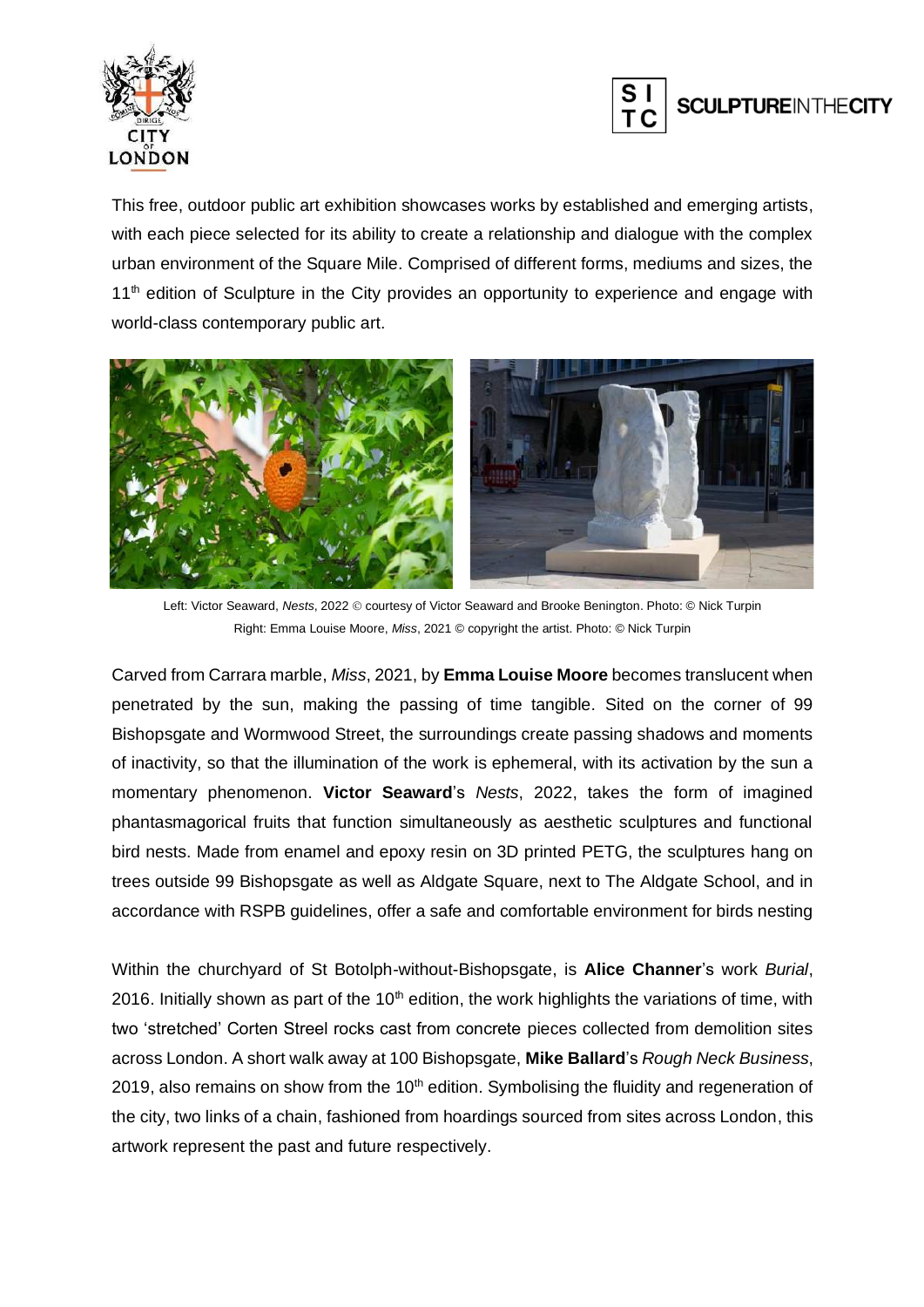This free, outdoor public art exhibition showcases works by established and emerging artists, with each piece selected for its ability to create a relationship and dialogue with the complex urban environment of the Square Mile. Comprised of different forms, mediums and sizes, the 11th edition of Sculpture in the City provides an opportunity to experience and engage with world-class contemporary public art.

Left: Victor Seaward, *Nests*, 2022 © courtesy of Victor Seaward and Brooke Benington. Photo: © Nick Turpin
Right: Emma Louise Moore, *Miss*, 2021 © copyright the artist. Photo: © Nick Turpin

Carved from Carrara marble, *Miss*, 2021, by **Emma Louise Moore** becomes translucent when penetrated by the sun, making the passing of time tangible. Sited on the corner of 99 Bishopsgate and Wormwood Street, the surroundings create passing shadows and moments of inactivity, so that the illumination of the work is ephemeral, with its activation by the sun a momentary phenomenon. **Victor Seaward**'s *Nests*, 2022, takes the form of imagined phantasmagorical fruits that function simultaneously as aesthetic sculptures and functional bird nests. Made from enamel and epoxy resin on 3D printed PETG, the sculptures hang on trees outside 99 Bishopsgate as well as Aldgate Square, next to The Aldgate School, and in accordance with RSPB guidelines, offer a safe and comfortable environment for birds nesting

Within the churchyard of St Botolph-without-Bishopsgate, is **Alice Channer**'s work *Burial*, 2016. Initially shown as part of the 10th edition, the work highlights the variations of time, with two 'stretched' Corten Streel rocks cast from concrete pieces collected from demolition sites across London. A short walk away at 100 Bishopsgate, **Mike Ballard**'s *Rough Neck Business*, 2019, also remains on show from the 10th edition. Symbolising the fluidity and regeneration of the city, two links of a chain, fashioned from hoardings sourced from sites across London, this artwork represent the past and future respectively.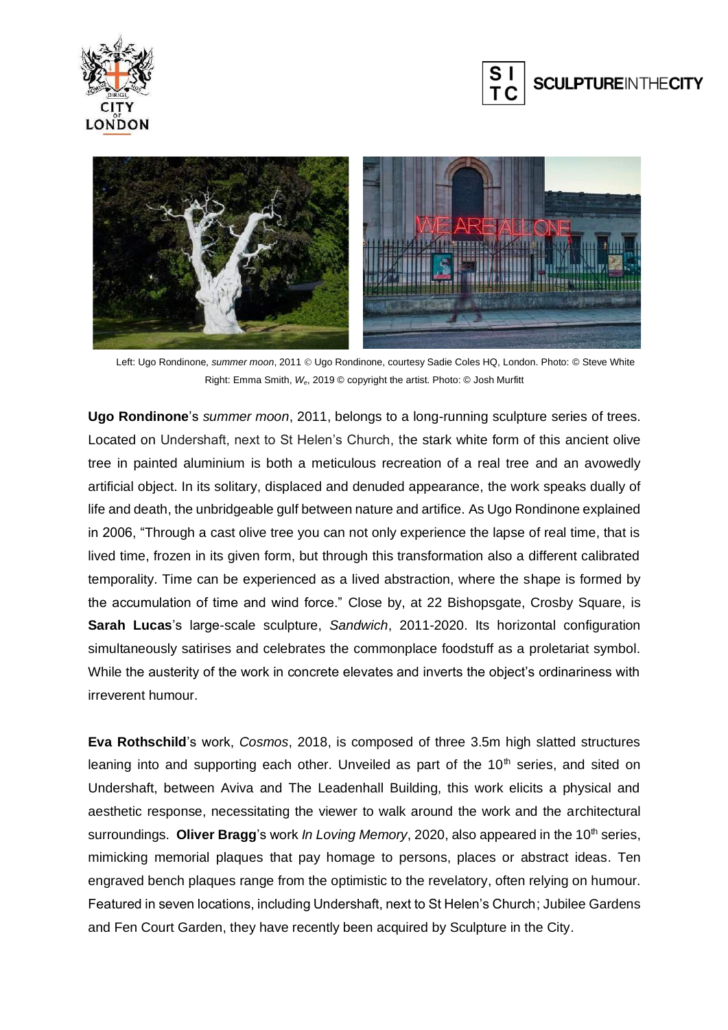Left: Ugo Rondinone, *summer moon*, 2011 © Ugo Rondinone, courtesy Sadie Coles HQ, London. Photo: © Steve White
Right: Emma Smith, *W$_e$*, 2019 © copyright the artist. Photo: © Josh Murfitt

**Ugo Rondinone**'s *summer moon*, 2011, belongs to a long-running sculpture series of trees. Located on Undershaft, next to St Helen's Church, the stark white form of this ancient olive tree in painted aluminium is both a meticulous recreation of a real tree and an avowedly artificial object. In its solitary, displaced and denuded appearance, the work speaks dually of life and death, the unbridgeable gulf between nature and artifice. As Ugo Rondinone explained in 2006, "Through a cast olive tree you can not only experience the lapse of real time, that is lived time, frozen in its given form, but through this transformation also a different calibrated temporality. Time can be experienced as a lived abstraction, where the shape is formed by the accumulation of time and wind force." Close by, at 22 Bishopsgate, Crosby Square, is **Sarah Lucas**'s large-scale sculpture, *Sandwich*, 2011-2020. Its horizontal configuration simultaneously satirises and celebrates the commonplace foodstuff as a proletariat symbol. While the austerity of the work in concrete elevates and inverts the object's ordinariness with irreverent humour.

**Eva Rothschild**'s work, *Cosmos*, 2018, is composed of three 3.5m high slatted structures leaning into and supporting each other. Unveiled as part of the 10th series, and sited on Undershaft, between Aviva and The Leadenhall Building, this work elicits a physical and aesthetic response, necessitating the viewer to walk around the work and the architectural surroundings. **Oliver Bragg**'s work *In Loving Memory*, 2020, also appeared in the 10th series, mimicking memorial plaques that pay homage to persons, places or abstract ideas. Ten engraved bench plaques range from the optimistic to the revelatory, often relying on humour. Featured in seven locations, including Undershaft, next to St Helen's Church; Jubilee Gardens and Fen Court Garden, they have recently been acquired by Sculpture in the City.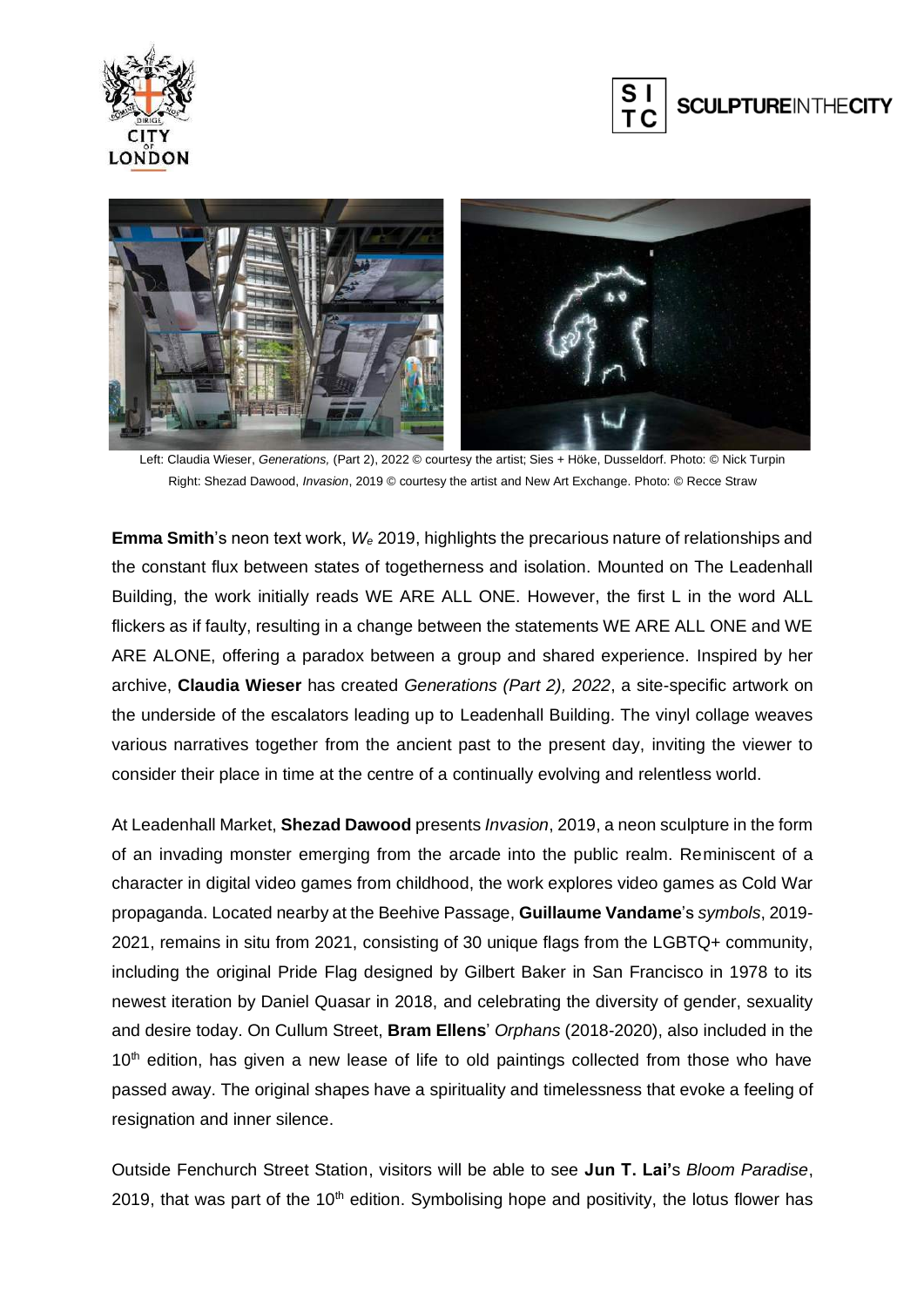Left: Claudia Wieser, *Generations,* (Part 2), 2022 © courtesy the artist; Sies + Höke, Dusseldorf. Photo: © Nick Turpin
Right: Shezad Dawood, *Invasion*, 2019 © courtesy the artist and New Art Exchange. Photo: © Recce Straw

**Emma Smith**'s neon text work, *We* 2019, highlights the precarious nature of relationships and the constant flux between states of togetherness and isolation. Mounted on The Leadenhall Building, the work initially reads WE ARE ALL ONE. However, the first L in the word ALL flickers as if faulty, resulting in a change between the statements WE ARE ALL ONE and WE ARE ALONE, offering a paradox between a group and shared experience. Inspired by her archive, **Claudia Wieser** has created *Generations (Part 2), 2022*, a site-specific artwork on the underside of the escalators leading up to Leadenhall Building. The vinyl collage weaves various narratives together from the ancient past to the present day, inviting the viewer to consider their place in time at the centre of a continually evolving and relentless world.

At Leadenhall Market, **Shezad Dawood** presents *Invasion*, 2019, a neon sculpture in the form of an invading monster emerging from the arcade into the public realm. Reminiscent of a character in digital video games from childhood, the work explores video games as Cold War propaganda. Located nearby at the Beehive Passage, **Guillaume Vandame**'s *symbols*, 2019-2021, remains in situ from 2021, consisting of 30 unique flags from the LGBTQ+ community, including the original Pride Flag designed by Gilbert Baker in San Francisco in 1978 to its newest iteration by Daniel Quasar in 2018, and celebrating the diversity of gender, sexuality and desire today. On Cullum Street, **Bram Ellens**' *Orphans* (2018-2020), also included in the 10th edition, has given a new lease of life to old paintings collected from those who have passed away. The original shapes have a spirituality and timelessness that evoke a feeling of resignation and inner silence.

Outside Fenchurch Street Station, visitors will be able to see **Jun T. Lai'**s *Bloom Paradise*, 2019, that was part of the 10th edition. Symbolising hope and positivity, the lotus flower has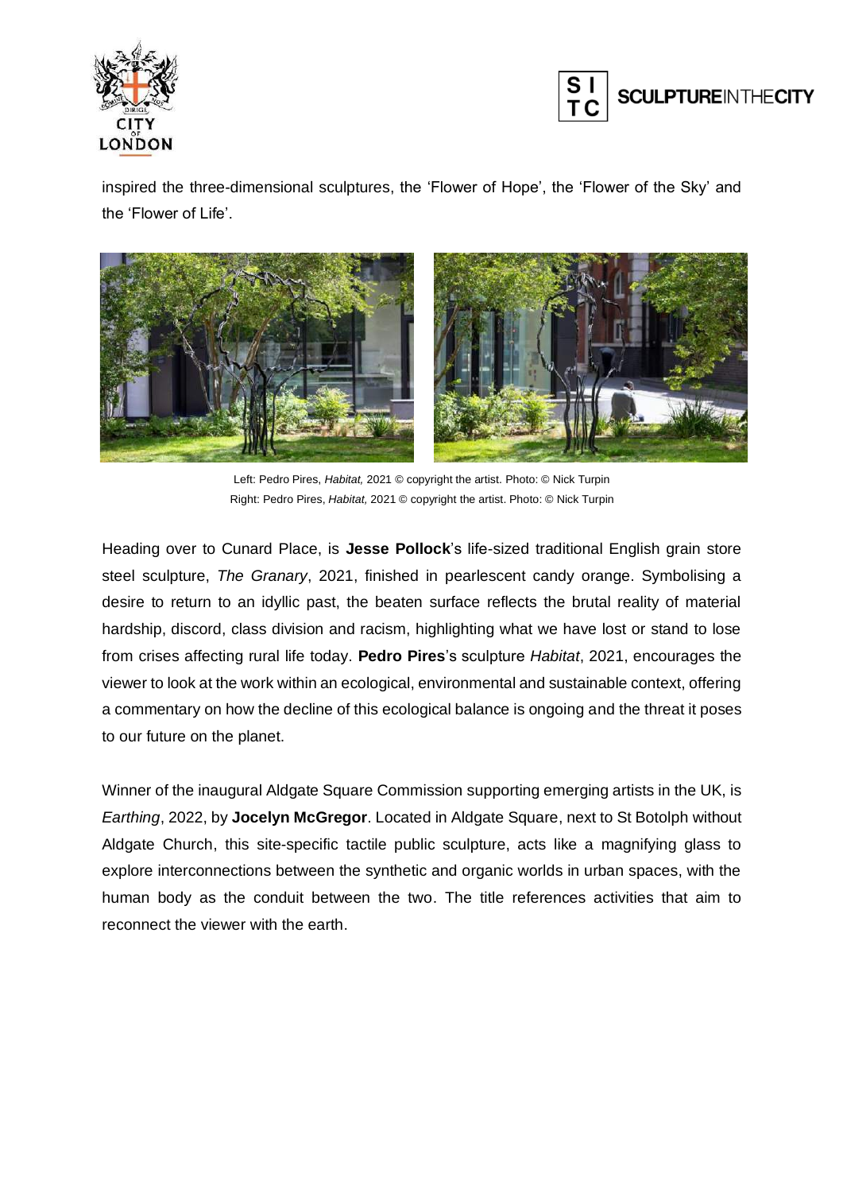inspired the three-dimensional sculptures, the 'Flower of Hope', the 'Flower of the Sky' and the 'Flower of Life'.

Left: Pedro Pires, *Habitat,* 2021 © copyright the artist. Photo: © Nick Turpin
Right: Pedro Pires, *Habitat,* 2021 © copyright the artist. Photo: © Nick Turpin

Heading over to Cunard Place, is **Jesse Pollock**'s life-sized traditional English grain store steel sculpture, *The Granary*, 2021, finished in pearlescent candy orange. Symbolising a desire to return to an idyllic past, the beaten surface reflects the brutal reality of material hardship, discord, class division and racism, highlighting what we have lost or stand to lose from crises affecting rural life today. **Pedro Pires**'s sculpture *Habitat*, 2021, encourages the viewer to look at the work within an ecological, environmental and sustainable context, offering a commentary on how the decline of this ecological balance is ongoing and the threat it poses to our future on the planet.

Winner of the inaugural Aldgate Square Commission supporting emerging artists in the UK, is *Earthing*, 2022, by **Jocelyn McGregor**. Located in Aldgate Square, next to St Botolph without Aldgate Church, this site-specific tactile public sculpture, acts like a magnifying glass to explore interconnections between the synthetic and organic worlds in urban spaces, with the human body as the conduit between the two. The title references activities that aim to reconnect the viewer with the earth.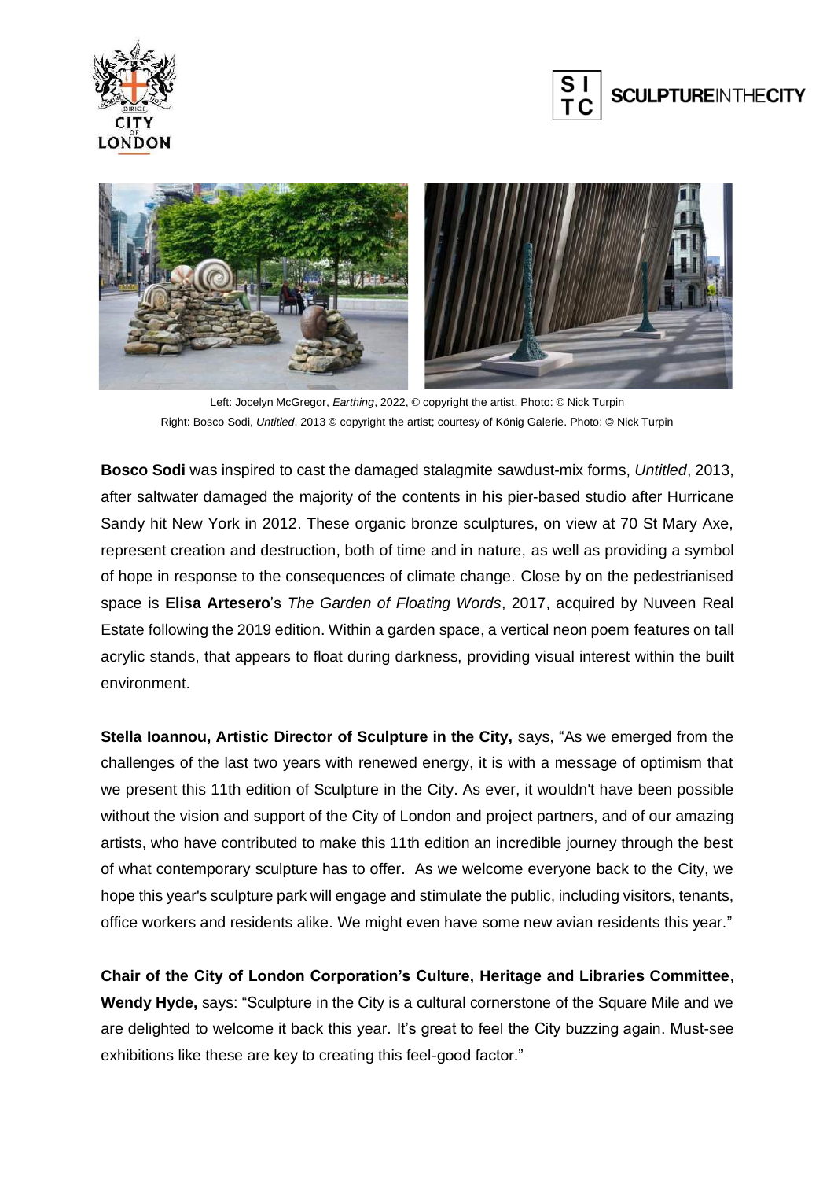Left: Jocelyn McGregor, *Earthing*, 2022, © copyright the artist. Photo: © Nick Turpin
Right: Bosco Sodi, *Untitled*, 2013 © copyright the artist; courtesy of König Galerie. Photo: © Nick Turpin

**Bosco Sodi** was inspired to cast the damaged stalagmite sawdust-mix forms, *Untitled*, 2013, after saltwater damaged the majority of the contents in his pier-based studio after Hurricane Sandy hit New York in 2012. These organic bronze sculptures, on view at 70 St Mary Axe, represent creation and destruction, both of time and in nature, as well as providing a symbol of hope in response to the consequences of climate change. Close by on the pedestrianised space is **Elisa Artesero**'s *The Garden of Floating Words*, 2017, acquired by Nuveen Real Estate following the 2019 edition. Within a garden space, a vertical neon poem features on tall acrylic stands, that appears to float during darkness, providing visual interest within the built environment.

**Stella Ioannou, Artistic Director of Sculpture in the City,** says, "As we emerged from the challenges of the last two years with renewed energy, it is with a message of optimism that we present this 11th edition of Sculpture in the City. As ever, it wouldn't have been possible without the vision and support of the City of London and project partners, and of our amazing artists, who have contributed to make this 11th edition an incredible journey through the best of what contemporary sculpture has to offer. As we welcome everyone back to the City, we hope this year's sculpture park will engage and stimulate the public, including visitors, tenants, office workers and residents alike. We might even have some new avian residents this year."

**Chair of the City of London Corporation's Culture, Heritage and Libraries Committee**, **Wendy Hyde,** says: "Sculpture in the City is a cultural cornerstone of the Square Mile and we are delighted to welcome it back this year. It's great to feel the City buzzing again. Must-see exhibitions like these are key to creating this feel-good factor."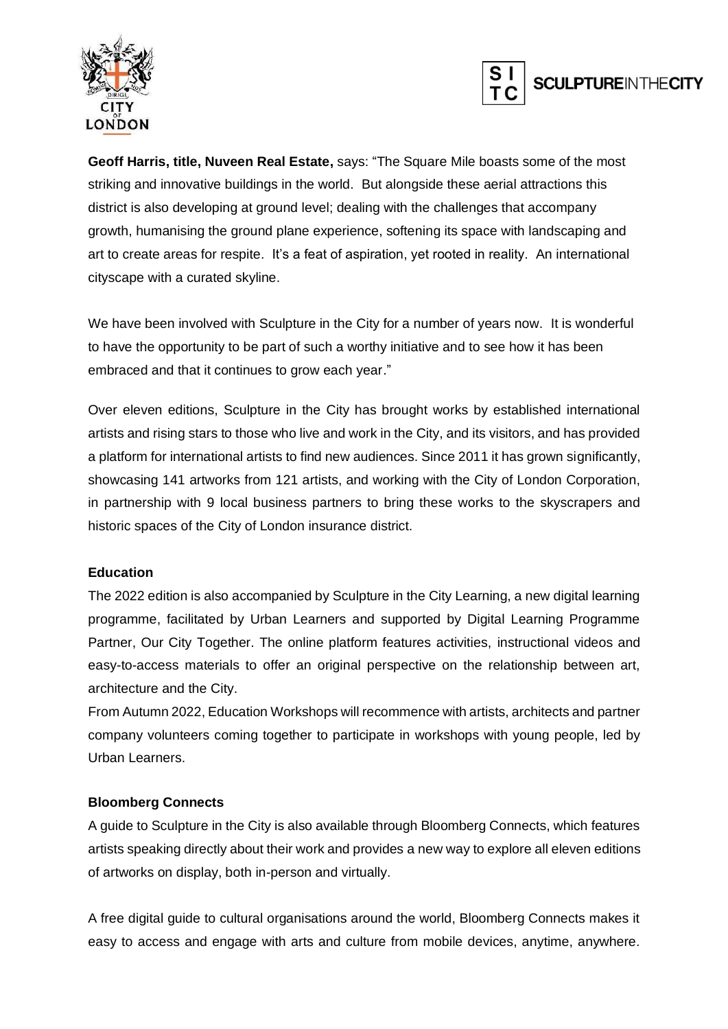**Geoff Harris, title, Nuveen Real Estate,** says: "The Square Mile boasts some of the most striking and innovative buildings in the world. But alongside these aerial attractions this district is also developing at ground level; dealing with the challenges that accompany growth, humanising the ground plane experience, softening its space with landscaping and art to create areas for respite. It's a feat of aspiration, yet rooted in reality. An international cityscape with a curated skyline.

We have been involved with Sculpture in the City for a number of years now. It is wonderful to have the opportunity to be part of such a worthy initiative and to see how it has been embraced and that it continues to grow each year."

Over eleven editions, Sculpture in the City has brought works by established international artists and rising stars to those who live and work in the City, and its visitors, and has provided a platform for international artists to find new audiences. Since 2011 it has grown significantly, showcasing 141 artworks from 121 artists, and working with the City of London Corporation, in partnership with 9 local business partners to bring these works to the skyscrapers and historic spaces of the City of London insurance district.

**Education**

The 2022 edition is also accompanied by Sculpture in the City Learning, a new digital learning programme, facilitated by Urban Learners and supported by Digital Learning Programme Partner, Our City Together. The online platform features activities, instructional videos and easy-to-access materials to offer an original perspective on the relationship between art, architecture and the City.

From Autumn 2022, Education Workshops will recommence with artists, architects and partner company volunteers coming together to participate in workshops with young people, led by Urban Learners.

**Bloomberg Connects**

A guide to Sculpture in the City is also available through Bloomberg Connects, which features artists speaking directly about their work and provides a new way to explore all eleven editions of artworks on display, both in-person and virtually.

A free digital guide to cultural organisations around the world, Bloomberg Connects makes it easy to access and engage with arts and culture from mobile devices, anytime, anywhere.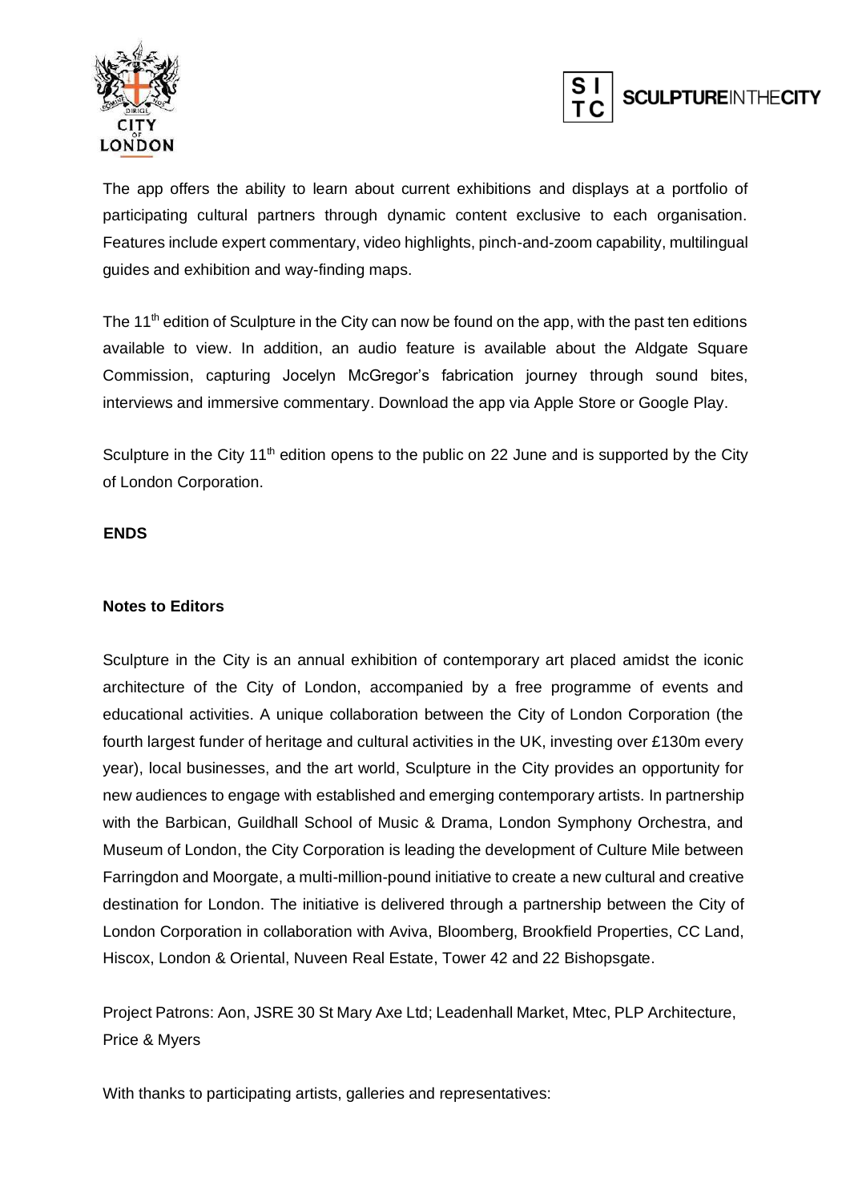The app offers the ability to learn about current exhibitions and displays at a portfolio of participating cultural partners through dynamic content exclusive to each organisation. Features include expert commentary, video highlights, pinch-and-zoom capability, multilingual guides and exhibition and way-finding maps.

The 11th edition of Sculpture in the City can now be found on the app, with the past ten editions available to view. In addition, an audio feature is available about the Aldgate Square Commission, capturing Jocelyn McGregor's fabrication journey through sound bites, interviews and immersive commentary. Download the app via Apple Store or Google Play.

Sculpture in the City 11th edition opens to the public on 22 June and is supported by the City of London Corporation.

**ENDS**

**Notes to Editors**

Sculpture in the City is an annual exhibition of contemporary art placed amidst the iconic architecture of the City of London, accompanied by a free programme of events and educational activities. A unique collaboration between the City of London Corporation (the fourth largest funder of heritage and cultural activities in the UK, investing over £130m every year), local businesses, and the art world, Sculpture in the City provides an opportunity for new audiences to engage with established and emerging contemporary artists. In partnership with the Barbican, Guildhall School of Music & Drama, London Symphony Orchestra, and Museum of London, the City Corporation is leading the development of Culture Mile between Farringdon and Moorgate, a multi-million-pound initiative to create a new cultural and creative destination for London. The initiative is delivered through a partnership between the City of London Corporation in collaboration with Aviva, Bloomberg, Brookfield Properties, CC Land, Hiscox, London & Oriental, Nuveen Real Estate, Tower 42 and 22 Bishopsgate.

Project Patrons: Aon, JSRE 30 St Mary Axe Ltd; Leadenhall Market, Mtec, PLP Architecture, Price & Myers

With thanks to participating artists, galleries and representatives: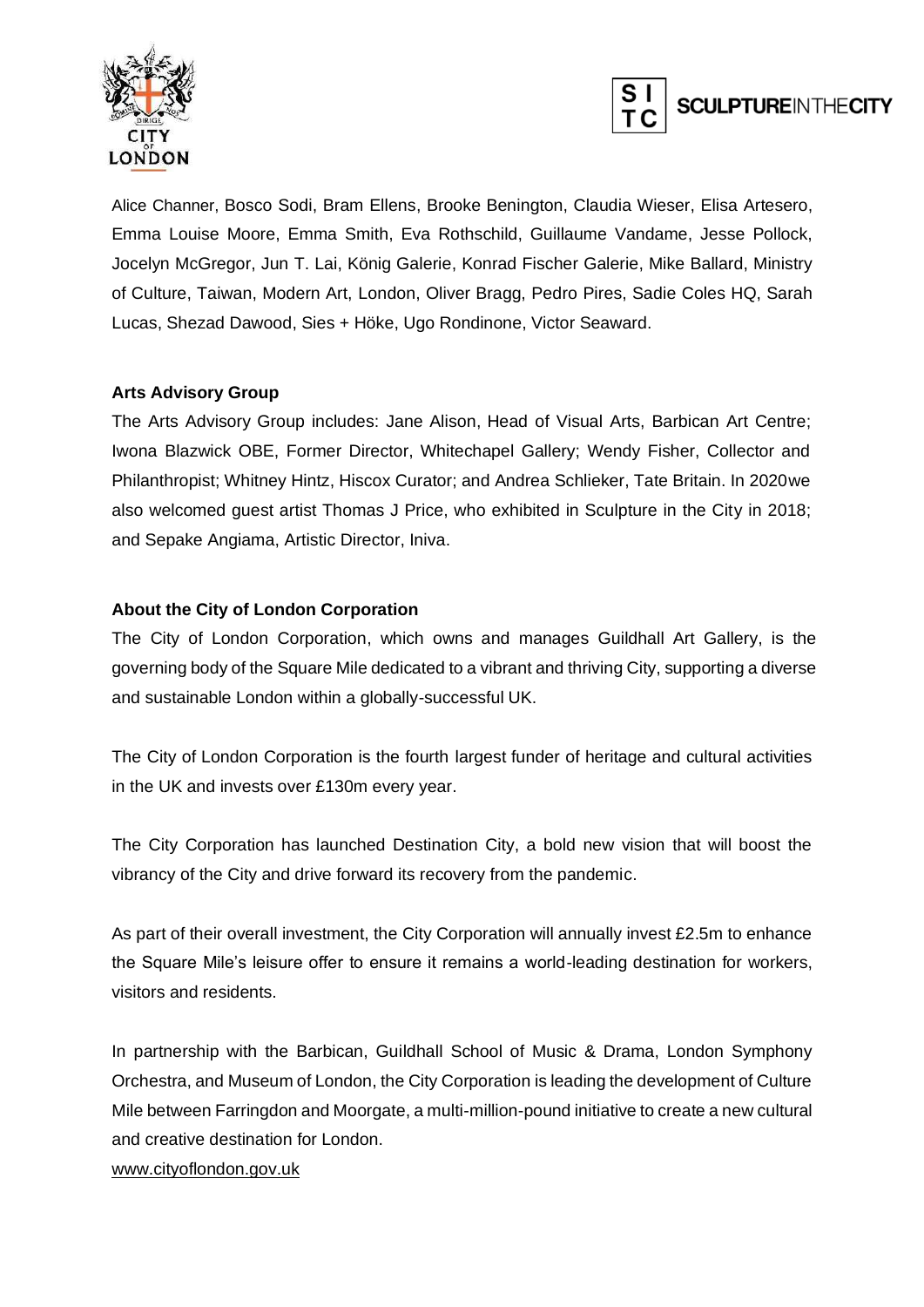Alice Channer, Bosco Sodi, Bram Ellens, Brooke Benington, Claudia Wieser, Elisa Artesero, Emma Louise Moore, Emma Smith, Eva Rothschild, Guillaume Vandame, Jesse Pollock, Jocelyn McGregor, Jun T. Lai, König Galerie, Konrad Fischer Galerie, Mike Ballard, Ministry of Culture, Taiwan, Modern Art, London, Oliver Bragg, Pedro Pires, Sadie Coles HQ, Sarah Lucas, Shezad Dawood, Sies + Höke, Ugo Rondinone, Victor Seaward.

**Arts Advisory Group**

The Arts Advisory Group includes: Jane Alison, Head of Visual Arts, Barbican Art Centre; Iwona Blazwick OBE, Former Director, Whitechapel Gallery; Wendy Fisher, Collector and Philanthropist; Whitney Hintz, Hiscox Curator; and Andrea Schlieker, Tate Britain. In 2020we also welcomed guest artist Thomas J Price, who exhibited in Sculpture in the City in 2018; and Sepake Angiama, Artistic Director, Iniva.

**About the City of London Corporation**

The City of London Corporation, which owns and manages Guildhall Art Gallery, is the governing body of the Square Mile dedicated to a vibrant and thriving City, supporting a diverse and sustainable London within a globally-successful UK.

The City of London Corporation is the fourth largest funder of heritage and cultural activities in the UK and invests over £130m every year.

The City Corporation has launched Destination City, a bold new vision that will boost the vibrancy of the City and drive forward its recovery from the pandemic.

As part of their overall investment, the City Corporation will annually invest £2.5m to enhance the Square Mile's leisure offer to ensure it remains a world-leading destination for workers, visitors and residents.

In partnership with the Barbican, Guildhall School of Music & Drama, London Symphony Orchestra, and Museum of London, the City Corporation is leading the development of Culture Mile between Farringdon and Moorgate, a multi-million-pound initiative to create a new cultural and creative destination for London.

www.cityoflondon.gov.uk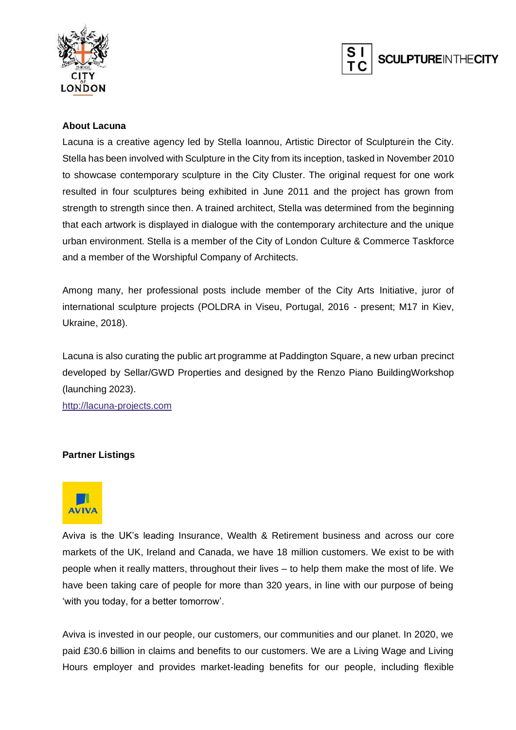**About Lacuna**

Lacuna is a creative agency led by Stella Ioannou, Artistic Director of Sculpturein the City. Stella has been involved with Sculpture in the City from its inception, tasked in November 2010 to showcase contemporary sculpture in the City Cluster. The original request for one work resulted in four sculptures being exhibited in June 2011 and the project has grown from strength to strength since then. A trained architect, Stella was determined from the beginning that each artwork is displayed in dialogue with the contemporary architecture and the unique urban environment. Stella is a member of the City of London Culture & Commerce Taskforce and a member of the Worshipful Company of Architects.

Among many, her professional posts include member of the City Arts Initiative, juror of international sculpture projects (POLDRA in Viseu, Portugal, 2016 - present; M17 in Kiev, Ukraine, 2018).

Lacuna is also curating the public art programme at Paddington Square, a new urban precinct developed by Sellar/GWD Properties and designed by the Renzo Piano BuildingWorkshop (launching 2023).

http://lacuna-projects.com

**Partner Listings**

Aviva is the UK's leading Insurance, Wealth & Retirement business and across our core markets of the UK, Ireland and Canada, we have 18 million customers. We exist to be with people when it really matters, throughout their lives – to help them make the most of life. We have been taking care of people for more than 320 years, in line with our purpose of being 'with you today, for a better tomorrow'.

Aviva is invested in our people, our customers, our communities and our planet. In 2020, we paid £30.6 billion in claims and benefits to our customers. We are a Living Wage and Living Hours employer and provides market-leading benefits for our people, including flexible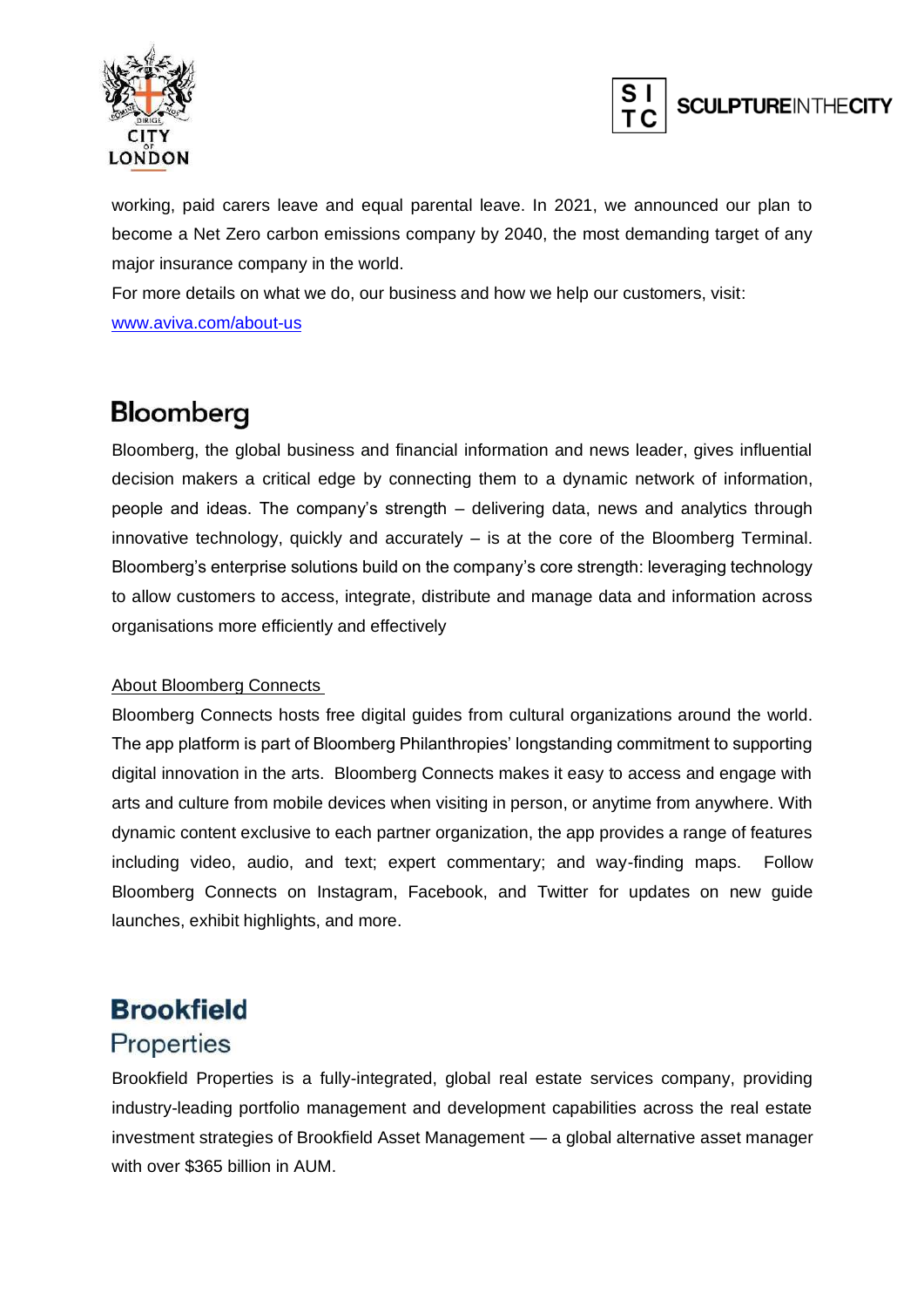working, paid carers leave and equal parental leave. In 2021, we announced our plan to become a Net Zero carbon emissions company by 2040, the most demanding target of any major insurance company in the world.

For more details on what we do, our business and how we help our customers, visit: [www.aviva.com/about-us](http://www.aviva.com/about-us)

## Bloomberg

Bloomberg, the global business and financial information and news leader, gives influential decision makers a critical edge by connecting them to a dynamic network of information, people and ideas. The company's strength – delivering data, news and analytics through innovative technology, quickly and accurately – is at the core of the Bloomberg Terminal. Bloomberg's enterprise solutions build on the company's core strength: leveraging technology to allow customers to access, integrate, distribute and manage data and information across organisations more efficiently and effectively

<u>About Bloomberg Connects</u>

Bloomberg Connects hosts free digital guides from cultural organizations around the world. The app platform is part of Bloomberg Philanthropies' longstanding commitment to supporting digital innovation in the arts. Bloomberg Connects makes it easy to access and engage with arts and culture from mobile devices when visiting in person, or anytime from anywhere. With dynamic content exclusive to each partner organization, the app provides a range of features including video, audio, and text; expert commentary; and way-finding maps. Follow Bloomberg Connects on Instagram, Facebook, and Twitter for updates on new guide launches, exhibit highlights, and more.

## Brookfield Properties

Brookfield Properties is a fully-integrated, global real estate services company, providing industry-leading portfolio management and development capabilities across the real estate investment strategies of Brookfield Asset Management — a global alternative asset manager with over $365 billion in AUM.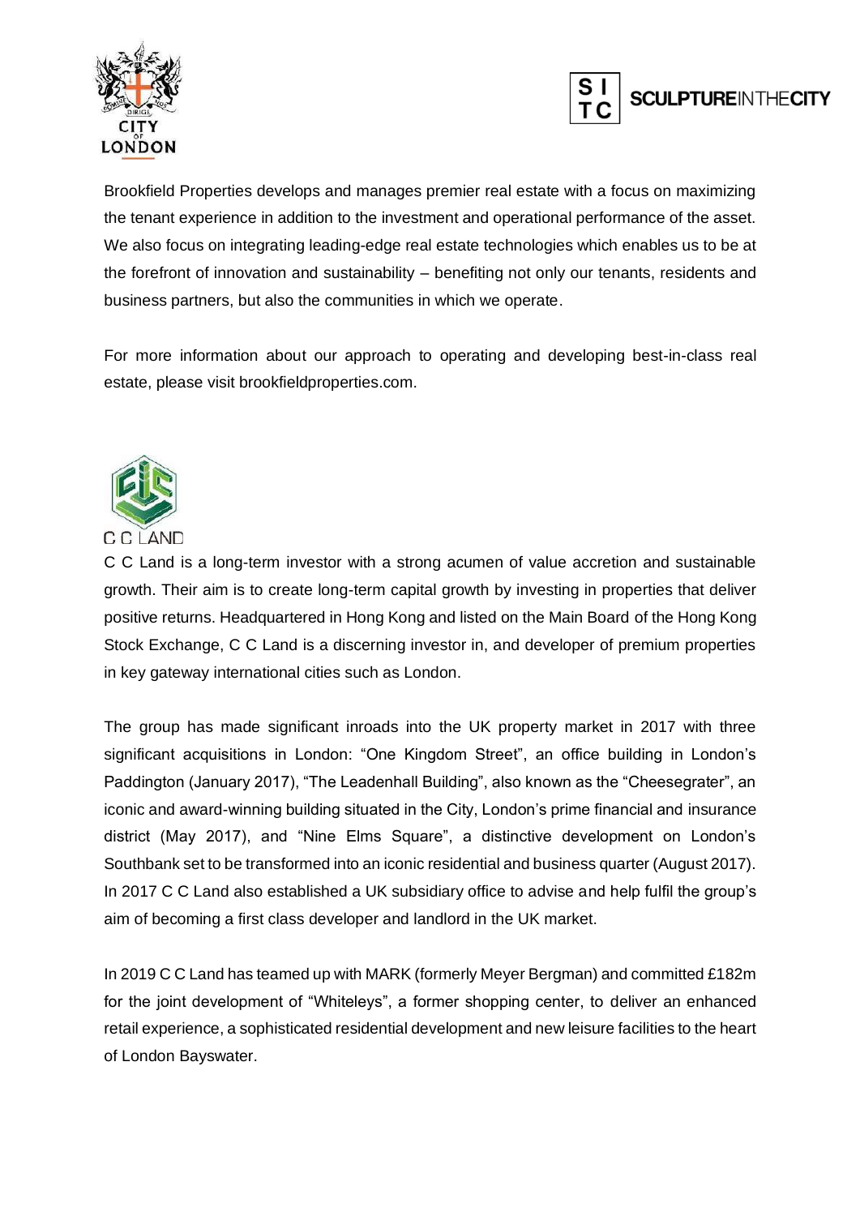Brookfield Properties develops and manages premier real estate with a focus on maximizing the tenant experience in addition to the investment and operational performance of the asset. We also focus on integrating leading-edge real estate technologies which enables us to be at the forefront of innovation and sustainability – benefiting not only our tenants, residents and business partners, but also the communities in which we operate.

For more information about our approach to operating and developing best-in-class real estate, please visit brookfieldproperties.com.

C C LAND

C C Land is a long-term investor with a strong acumen of value accretion and sustainable growth. Their aim is to create long-term capital growth by investing in properties that deliver positive returns. Headquartered in Hong Kong and listed on the Main Board of the Hong Kong Stock Exchange, C C Land is a discerning investor in, and developer of premium properties in key gateway international cities such as London.

The group has made significant inroads into the UK property market in 2017 with three significant acquisitions in London: "One Kingdom Street", an office building in London's Paddington (January 2017), "The Leadenhall Building", also known as the "Cheesegrater", an iconic and award-winning building situated in the City, London's prime financial and insurance district (May 2017), and "Nine Elms Square", a distinctive development on London's Southbank set to be transformed into an iconic residential and business quarter (August 2017). In 2017 C C Land also established a UK subsidiary office to advise and help fulfil the group's aim of becoming a first class developer and landlord in the UK market.

In 2019 C C Land has teamed up with MARK (formerly Meyer Bergman) and committed £182m for the joint development of "Whiteleys", a former shopping center, to deliver an enhanced retail experience, a sophisticated residential development and new leisure facilities to the heart of London Bayswater.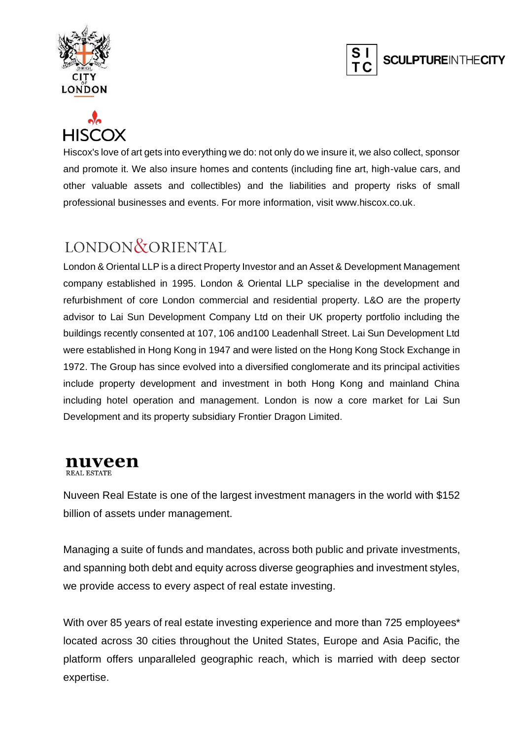CITY OF LONDON

SCULPTURE IN THE CITY

## HISCOX

Hiscox's love of art gets into everything we do: not only do we insure it, we also collect, sponsor and promote it. We also insure homes and contents (including fine art, high-value cars, and other valuable assets and collectibles) and the liabilities and property risks of small professional businesses and events. For more information, visit www.hiscox.co.uk.

## LONDON & ORIENTAL

London & Oriental LLP is a direct Property Investor and an Asset & Development Management company established in 1995. London & Oriental LLP specialise in the development and refurbishment of core London commercial and residential property. L&O are the property advisor to Lai Sun Development Company Ltd on their UK property portfolio including the buildings recently consented at 107, 106 and100 Leadenhall Street. Lai Sun Development Ltd were established in Hong Kong in 1947 and were listed on the Hong Kong Stock Exchange in 1972. The Group has since evolved into a diversified conglomerate and its principal activities include property development and investment in both Hong Kong and mainland China including hotel operation and management. London is now a core market for Lai Sun Development and its property subsidiary Frontier Dragon Limited.

## nuveen REAL ESTATE

Nuveen Real Estate is one of the largest investment managers in the world with $152 billion of assets under management.

Managing a suite of funds and mandates, across both public and private investments, and spanning both debt and equity across diverse geographies and investment styles, we provide access to every aspect of real estate investing.

With over 85 years of real estate investing experience and more than 725 employees* located across 30 cities throughout the United States, Europe and Asia Pacific, the platform offers unparalleled geographic reach, which is married with deep sector expertise.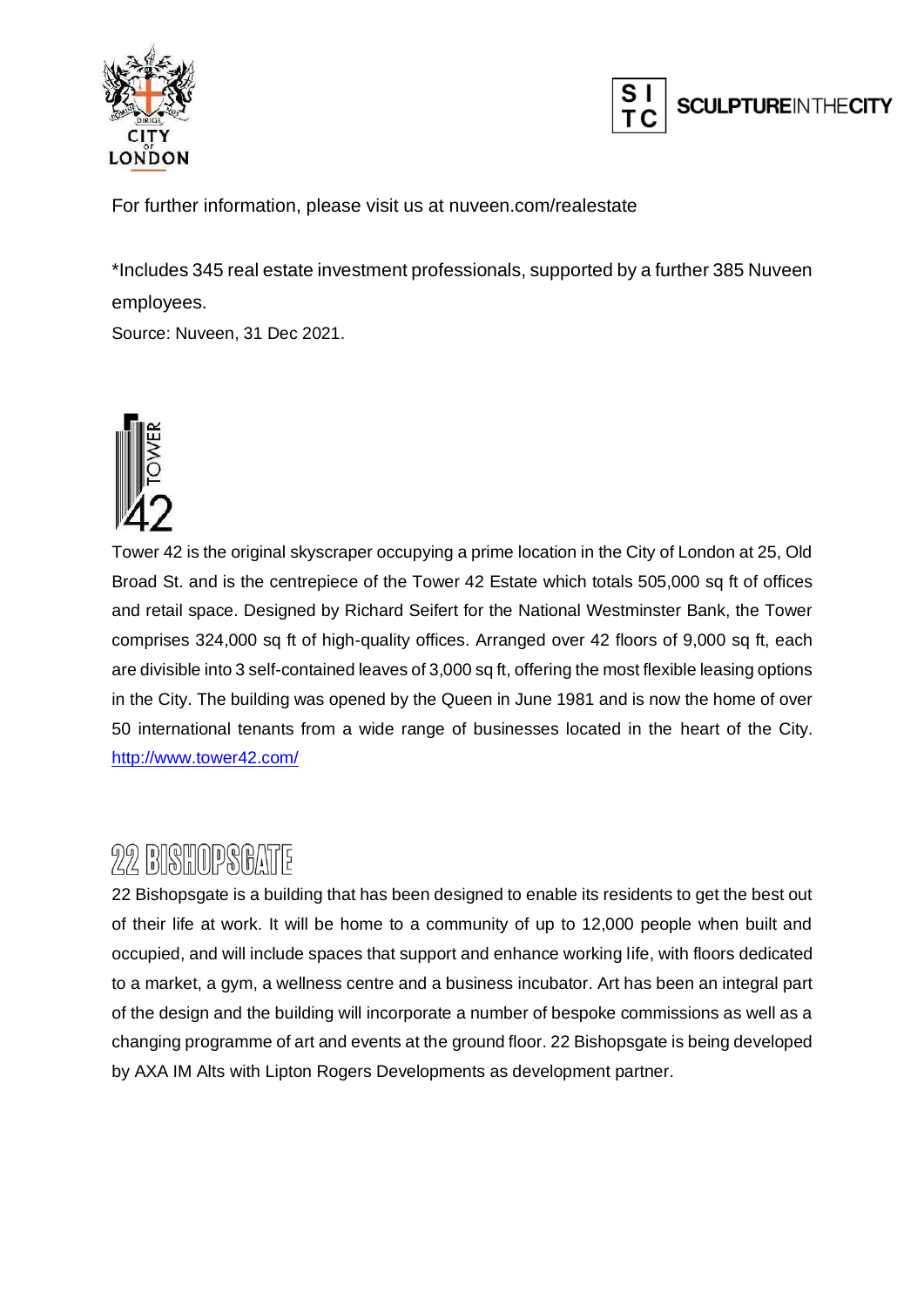For further information, please visit us at nuveen.com/realestate

*Includes 345 real estate investment professionals, supported by a further 385 Nuveen employees.
Source: Nuveen, 31 Dec 2021.

Tower 42 is the original skyscraper occupying a prime location in the City of London at 25, Old Broad St. and is the centrepiece of the Tower 42 Estate which totals 505,000 sq ft of offices and retail space. Designed by Richard Seifert for the National Westminster Bank, the Tower comprises 324,000 sq ft of high-quality offices. Arranged over 42 floors of 9,000 sq ft, each are divisible into 3 self-contained leaves of 3,000 sq ft, offering the most flexible leasing options in the City. The building was opened by the Queen in June 1981 and is now the home of over 50 international tenants from a wide range of businesses located in the heart of the City. http://www.tower42.com/

## 22 BISHOPSGATE

22 Bishopsgate is a building that has been designed to enable its residents to get the best out of their life at work. It will be home to a community of up to 12,000 people when built and occupied, and will include spaces that support and enhance working life, with floors dedicated to a market, a gym, a wellness centre and a business incubator. Art has been an integral part of the design and the building will incorporate a number of bespoke commissions as well as a changing programme of art and events at the ground floor. 22 Bishopsgate is being developed by AXA IM Alts with Lipton Rogers Developments as development partner.